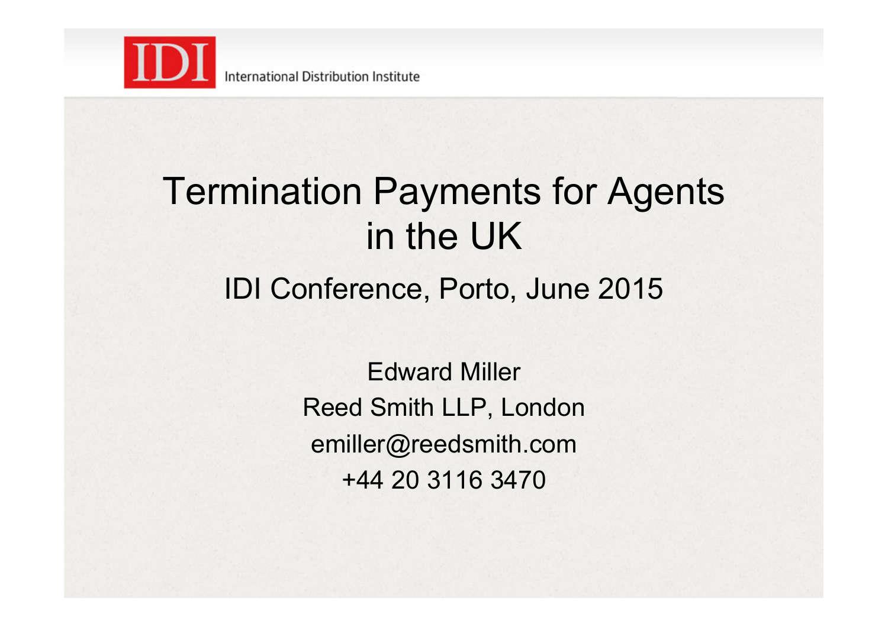IDI International Distribution Institute

# Termination Payments for Agents in the UK

## IDI Conference, Porto, June 2015

Edward Miller

Reed Smith LLP, London

emiller@reedsmith.com

+44 20 3116 3470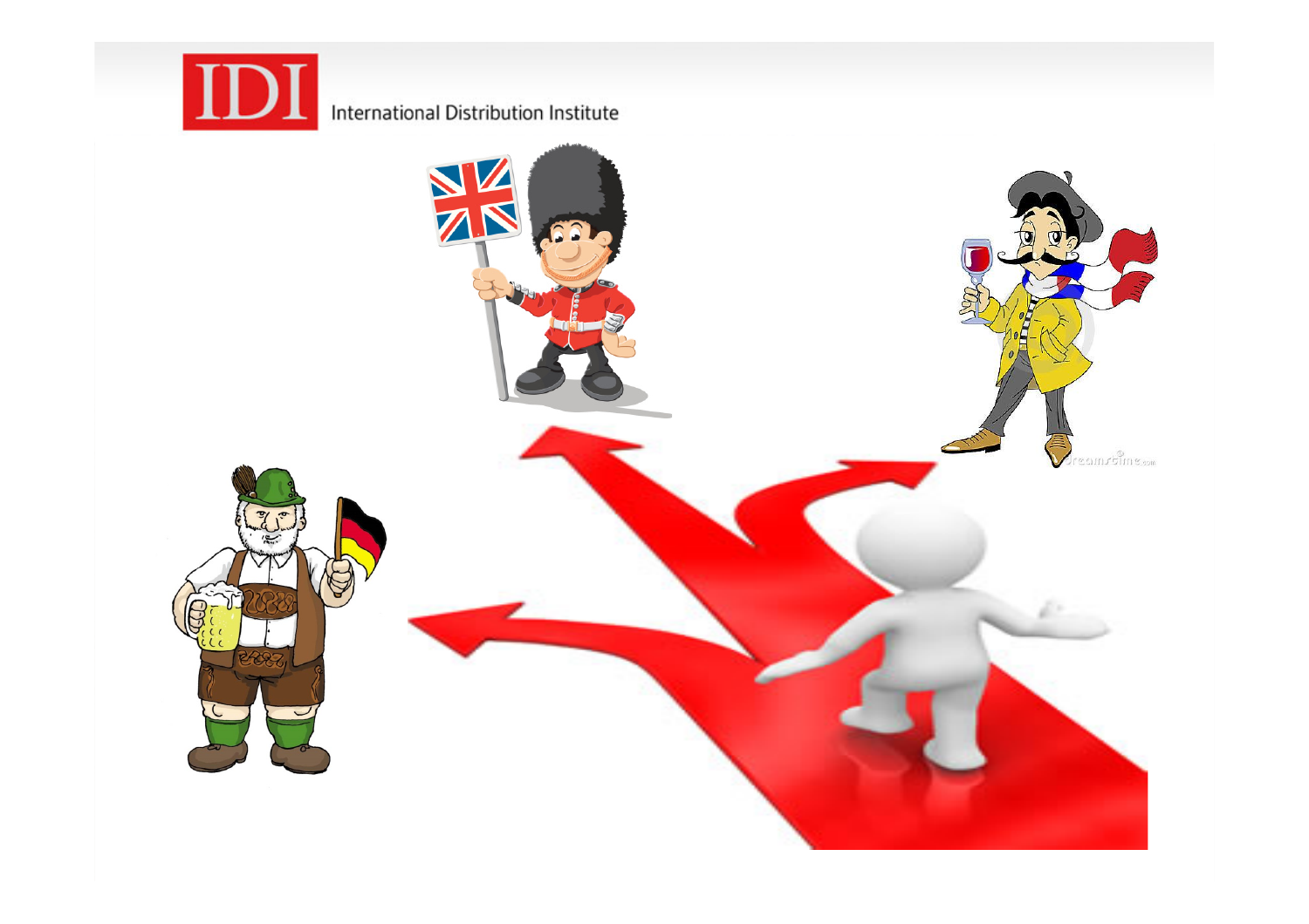IDI International Distribution Institute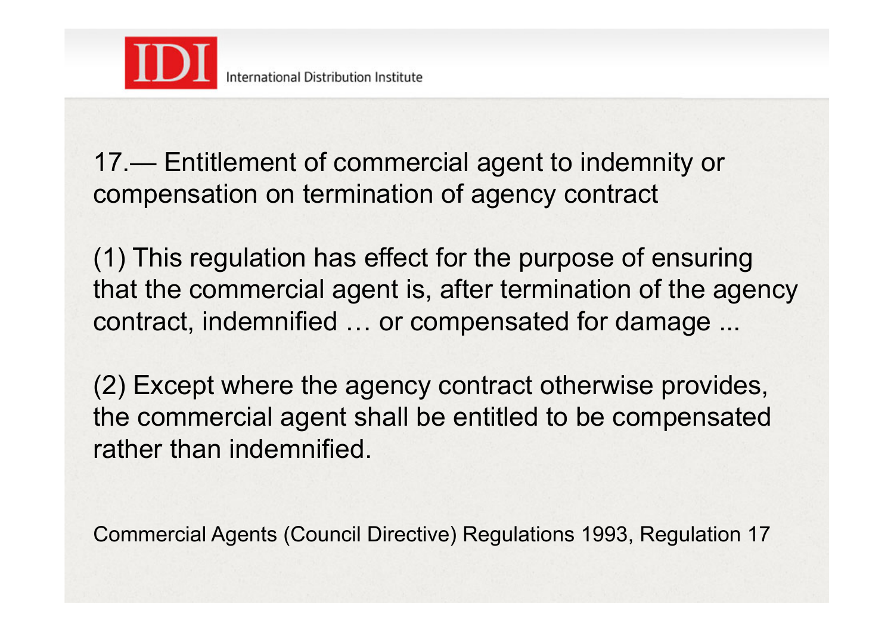17.— Entitlement of commercial agent to indemnity or compensation on termination of agency contract

(1) This regulation has effect for the purpose of ensuring that the commercial agent is, after termination of the agency contract, indemnified … or compensated for damage ...

(2) Except where the agency contract otherwise provides, the commercial agent shall be entitled to be compensated rather than indemnified.

Commercial Agents (Council Directive) Regulations 1993, Regulation 17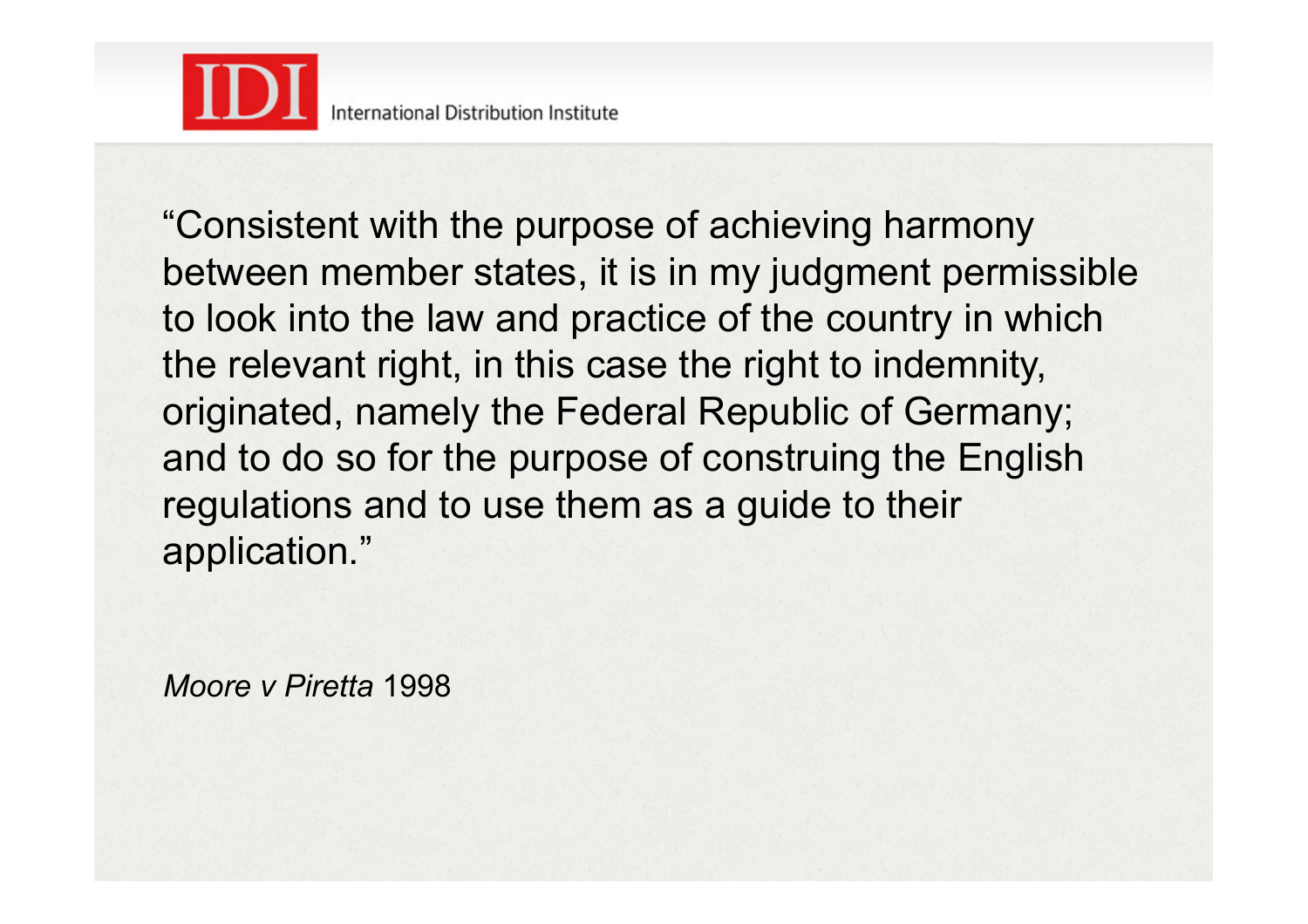"Consistent with the purpose of achieving harmony between member states, it is in my judgment permissible to look into the law and practice of the country in which the relevant right, in this case the right to indemnity, originated, namely the Federal Republic of Germany; and to do so for the purpose of construing the English regulations and to use them as a guide to their application."

*Moore v Piretta* 1998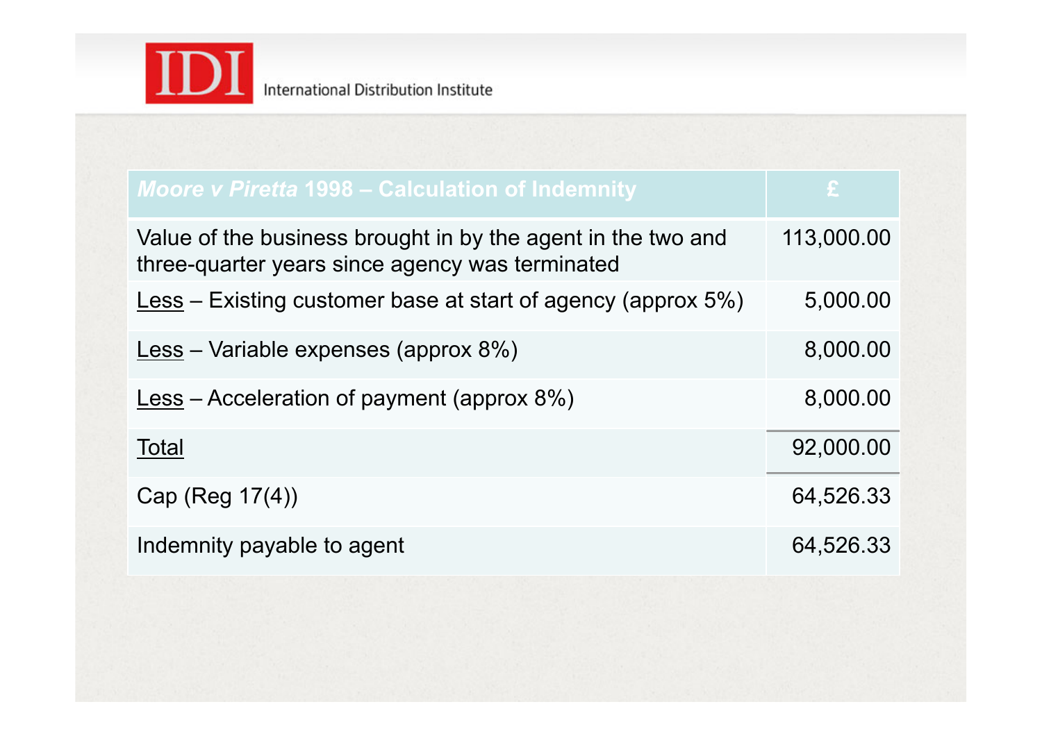| *Moore v Piretta* 1998 – Calculation of Indemnity | £ |
|---|---|
| Value of the business brought in by the agent in the two and three-quarter years since agency was terminated | 113,000.00 |
| Less – Existing customer base at start of agency (approx 5%) | 5,000.00 |
| Less – Variable expenses (approx 8%) | 8,000.00 |
| Less – Acceleration of payment (approx 8%) | 8,000.00 |
| Total | 92,000.00 |
| Cap (Reg 17(4)) | 64,526.33 |
| Indemnity payable to agent | 64,526.33 |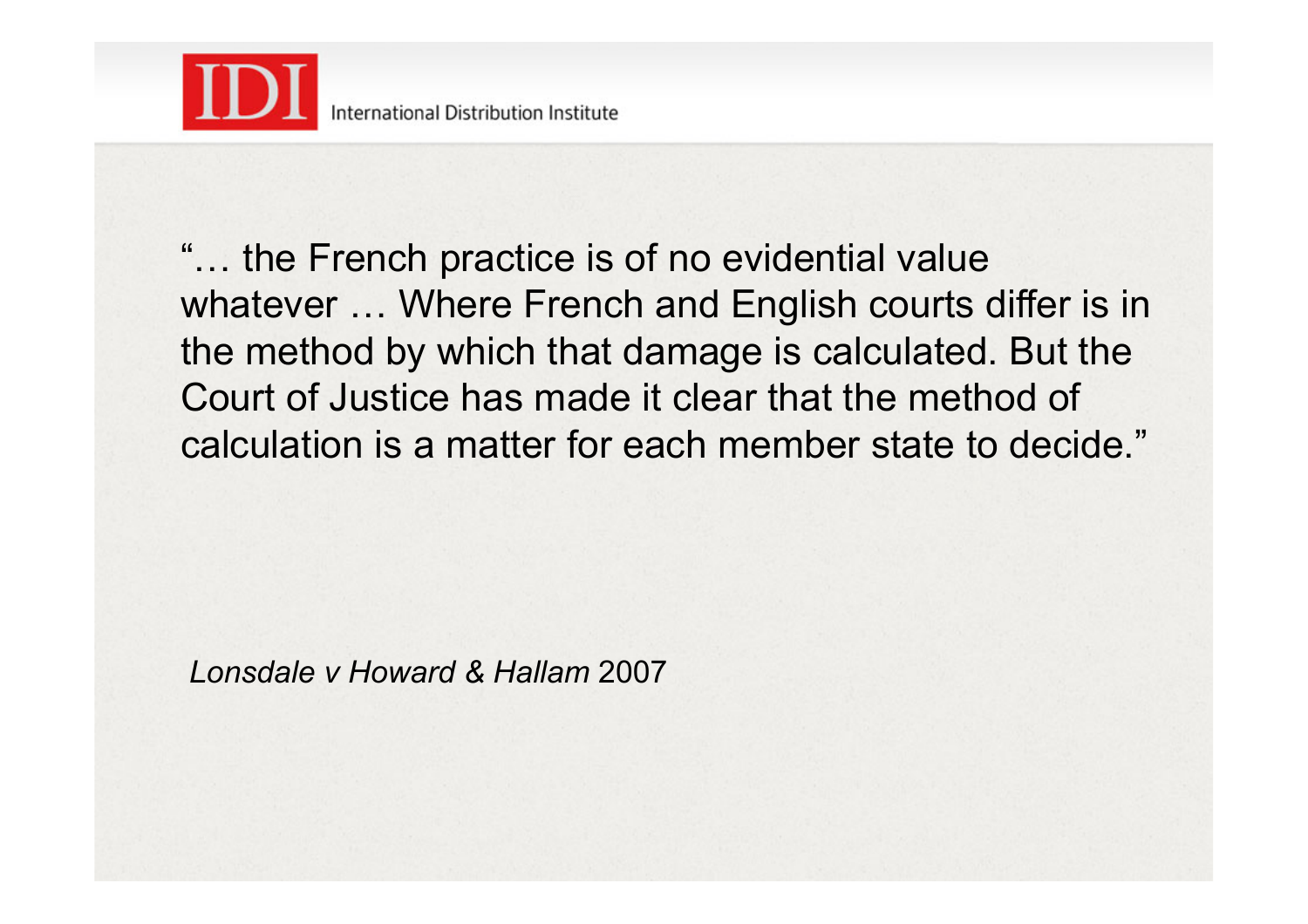"… the French practice is of no evidential value whatever … Where French and English courts differ is in the method by which that damage is calculated. But the Court of Justice has made it clear that the method of calculation is a matter for each member state to decide."

*Lonsdale v Howard & Hallam* 2007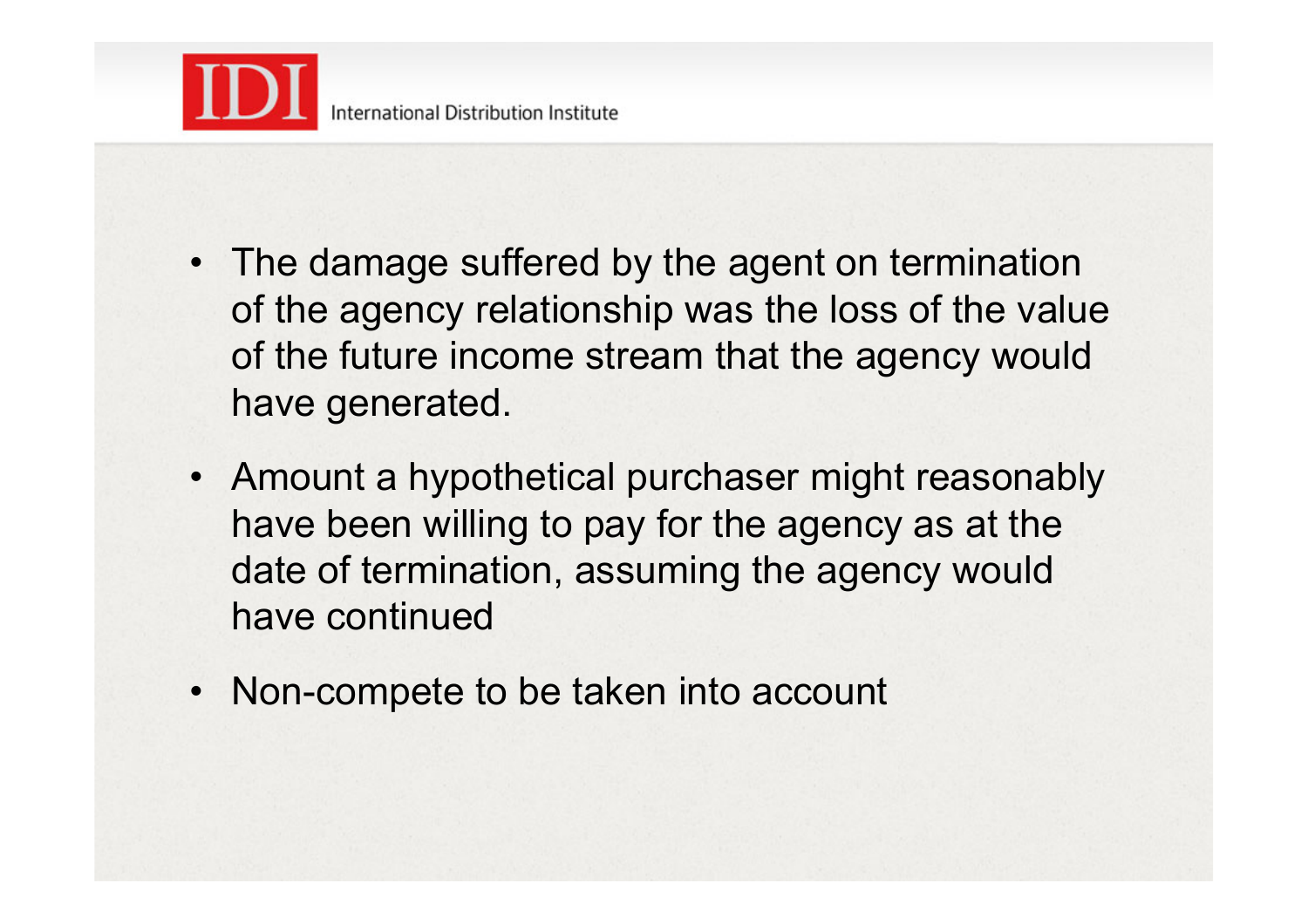- The damage suffered by the agent on termination of the agency relationship was the loss of the value of the future income stream that the agency would have generated.
- Amount a hypothetical purchaser might reasonably have been willing to pay for the agency as at the date of termination, assuming the agency would have continued
- Non-compete to be taken into account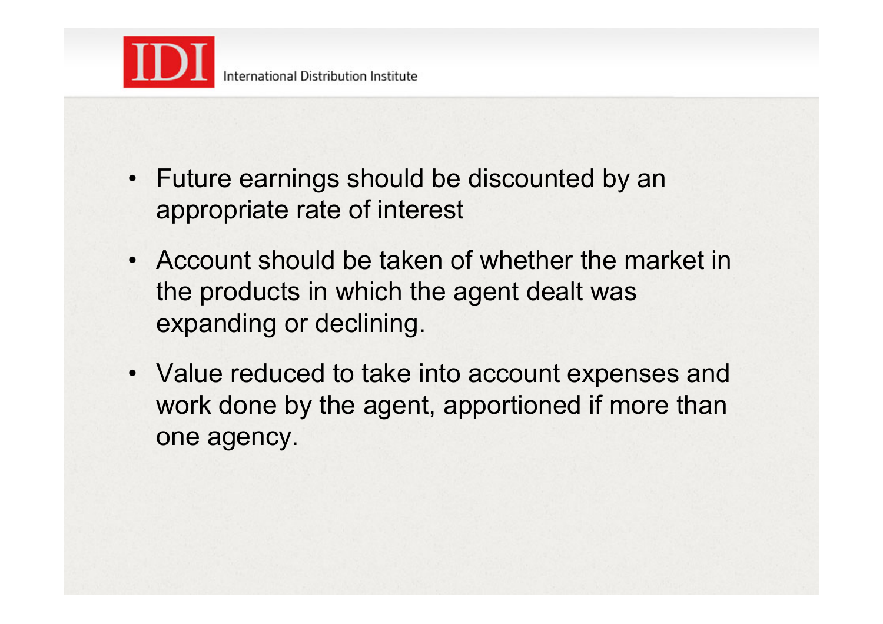- Future earnings should be discounted by an appropriate rate of interest
- Account should be taken of whether the market in the products in which the agent dealt was expanding or declining.
- Value reduced to take into account expenses and work done by the agent, apportioned if more than one agency.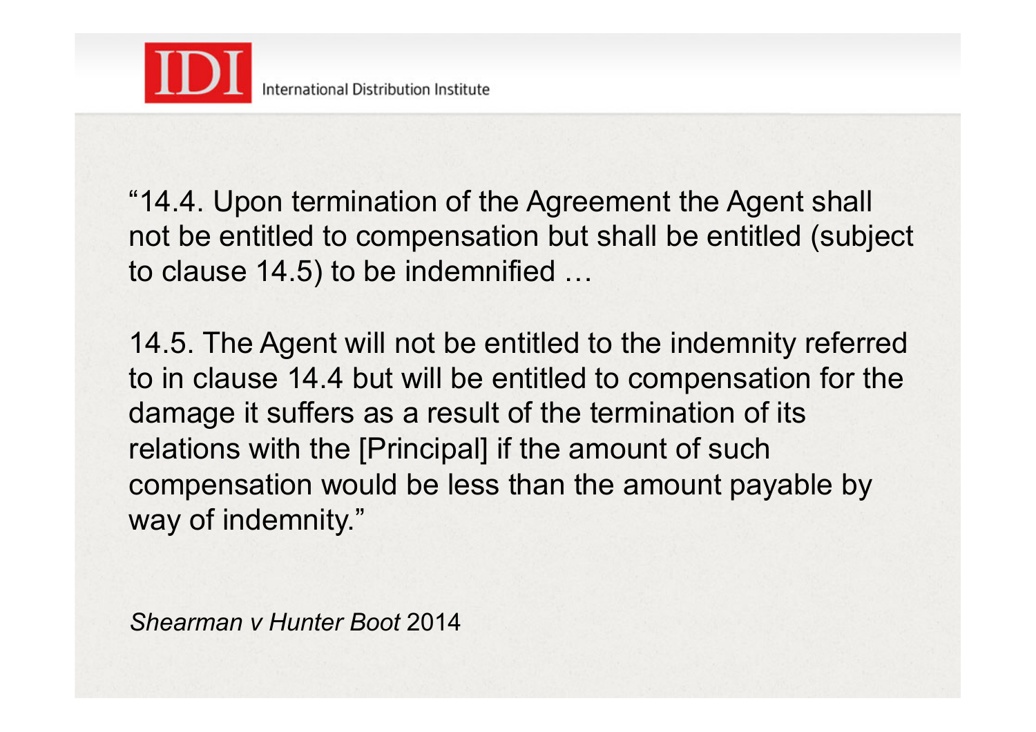"14.4. Upon termination of the Agreement the Agent shall not be entitled to compensation but shall be entitled (subject to clause 14.5) to be indemnified …

14.5. The Agent will not be entitled to the indemnity referred to in clause 14.4 but will be entitled to compensation for the damage it suffers as a result of the termination of its relations with the [Principal] if the amount of such compensation would be less than the amount payable by way of indemnity."

*Shearman v Hunter Boot* 2014